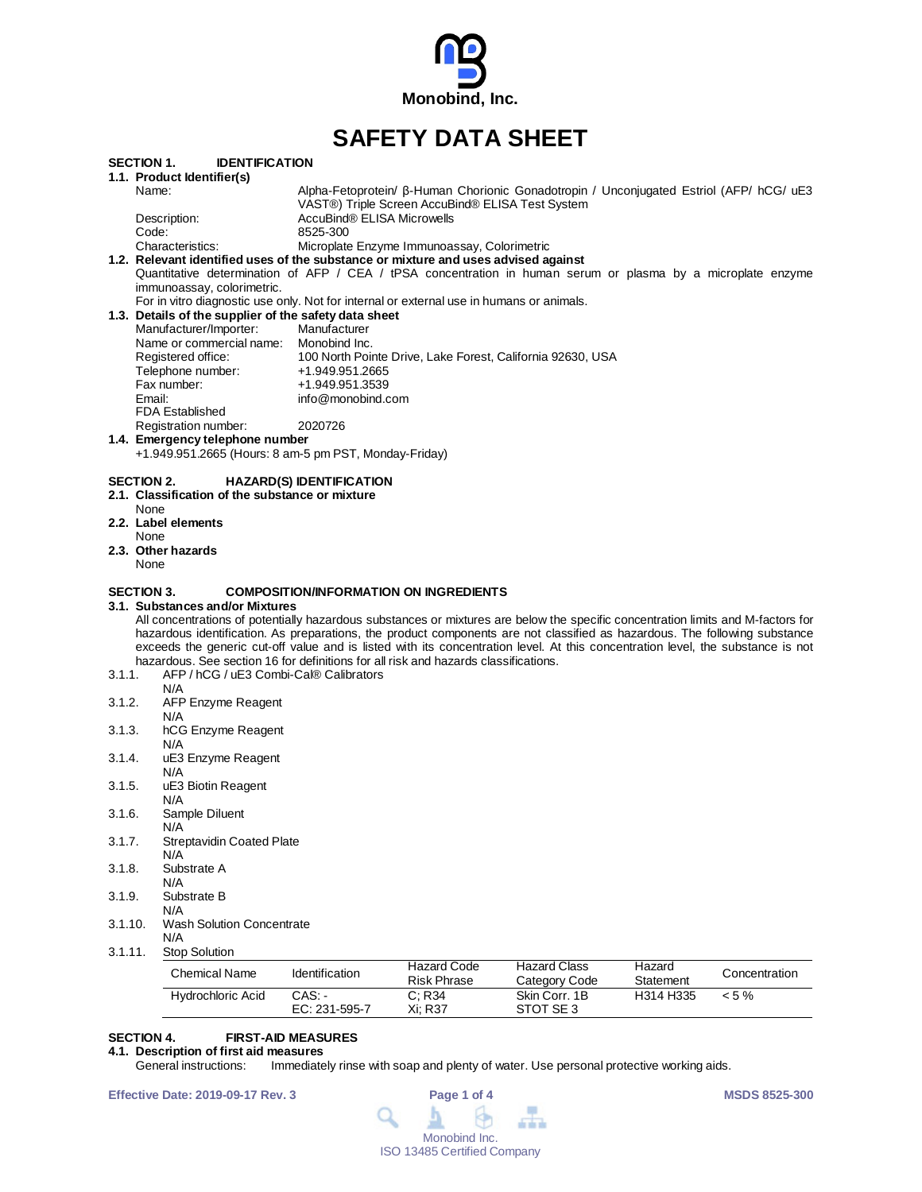Monobind, Inc.

# SAFETY DATA SHEET

## SECTION 1. IDENTIFICATION

### 1.1. Product Identifier(s)

Name: Alpha-Fetoprotein/ β-Human Chorionic Gonadotropin / Unconjugated Estriol (AFP/ hCG/ uE3 VAST®) Triple Screen AccuBind® ELISA Test System

Description: AccuBind® ELISA Microwells

Code: 8525-300

Characteristics: Microplate Enzyme Immunoassay, Colorimetric

### 1.2. Relevant identified uses of the substance or mixture and uses advised against

Quantitative determination of AFP / CEA / tPSA concentration in human serum or plasma by a microplate enzyme immunoassay, colorimetric.

For in vitro diagnostic use only. Not for internal or external use in humans or animals.

### 1.3. Details of the supplier of the safety data sheet

Manufacturer/Importer: Manufacturer

Name or commercial name: Monobind Inc.

Registered office: 100 North Pointe Drive, Lake Forest, California 92630, USA

Telephone number: +1.949.951.2665

Fax number: +1.949.951.3539

Email: info@monobind.com

FDA Established Registration number: 2020726

### 1.4. Emergency telephone number

+1.949.951.2665 (Hours: 8 am-5 pm PST, Monday-Friday)

## SECTION 2. HAZARD(S) IDENTIFICATION

### 2.1. Classification of the substance or mixture

None

### 2.2. Label elements

None

### 2.3. Other hazards

None

## SECTION 3. COMPOSITION/INFORMATION ON INGREDIENTS

### 3.1. Substances and/or Mixtures

All concentrations of potentially hazardous substances or mixtures are below the specific concentration limits and M-factors for hazardous identification. As preparations, the product components are not classified as hazardous. The following substance exceeds the generic cut-off value and is listed with its concentration level. At this concentration level, the substance is not hazardous. See section 16 for definitions for all risk and hazards classifications.

3.1.1. AFP / hCG / uE3 Combi-Cal® Calibrators
N/A

3.1.2. AFP Enzyme Reagent
N/A

3.1.3. hCG Enzyme Reagent
N/A

3.1.4. uE3 Enzyme Reagent
N/A

3.1.5. uE3 Biotin Reagent
N/A

3.1.6. Sample Diluent
N/A

3.1.7. Streptavidin Coated Plate
N/A

3.1.8. Substrate A
N/A

3.1.9. Substrate B
N/A

3.1.10. Wash Solution Concentrate
N/A

3.1.11. Stop Solution

| Chemical Name | Identification | Hazard Code Risk Phrase | Hazard Class Category Code | Hazard Statement | Concentration |
|---|---|---|---|---|---|
| Hydrochloric Acid | CAS: - EC: 231-595-7 | C; R34 Xi; R37 | Skin Corr. 1B STOT SE 3 | H314 H335 | < 5 % |

## SECTION 4. FIRST-AID MEASURES

### 4.1. Description of first aid measures

General instructions: Immediately rinse with soap and plenty of water. Use personal protective working aids.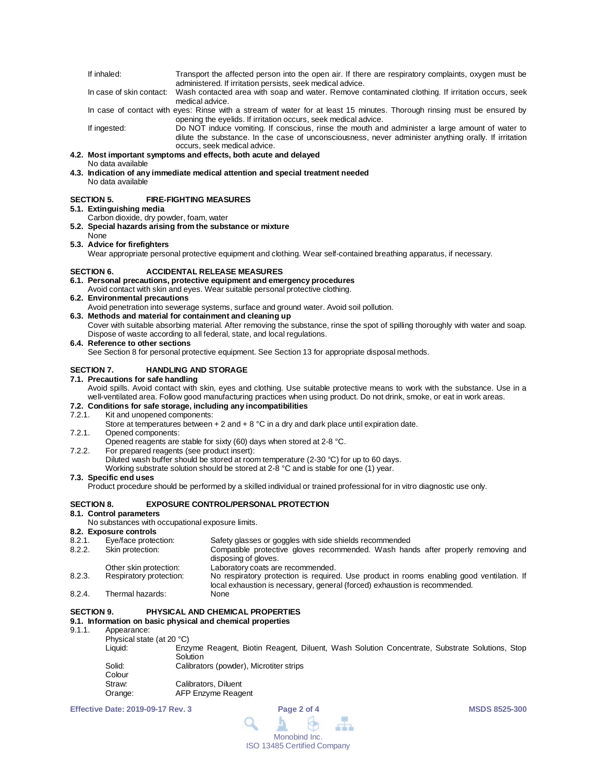If inhaled: Transport the affected person into the open air. If there are respiratory complaints, oxygen must be administered. If irritation persists, seek medical advice.

In case of skin contact: Wash contacted area with soap and water. Remove contaminated clothing. If irritation occurs, seek medical advice.

In case of contact with eyes: Rinse with a stream of water for at least 15 minutes. Thorough rinsing must be ensured by opening the eyelids. If irritation occurs, seek medical advice.

If ingested: Do NOT induce vomiting. If conscious, rinse the mouth and administer a large amount of water to dilute the substance. In the case of unconsciousness, never administer anything orally. If irritation occurs, seek medical advice.

**4.2. Most important symptoms and effects, both acute and delayed**

No data available

**4.3. Indication of any immediate medical attention and special treatment needed**

No data available

## SECTION 5. FIRE-FIGHTING MEASURES

**5.1. Extinguishing media**

Carbon dioxide, dry powder, foam, water

**5.2. Special hazards arising from the substance or mixture**

None

**5.3. Advice for firefighters**

Wear appropriate personal protective equipment and clothing. Wear self-contained breathing apparatus, if necessary.

## SECTION 6. ACCIDENTAL RELEASE MEASURES

**6.1. Personal precautions, protective equipment and emergency procedures**

Avoid contact with skin and eyes. Wear suitable personal protective clothing.

**6.2. Environmental precautions**

Avoid penetration into sewerage systems, surface and ground water. Avoid soil pollution.

**6.3. Methods and material for containment and cleaning up**

Cover with suitable absorbing material. After removing the substance, rinse the spot of spilling thoroughly with water and soap. Dispose of waste according to all federal, state, and local regulations.

**6.4. Reference to other sections**

See Section 8 for personal protective equipment. See Section 13 for appropriate disposal methods.

## SECTION 7. HANDLING AND STORAGE

**7.1. Precautions for safe handling**

Avoid spills. Avoid contact with skin, eyes and clothing. Use suitable protective means to work with the substance. Use in a well-ventilated area. Follow good manufacturing practices when using product. Do not drink, smoke, or eat in work areas.

**7.2. Conditions for safe storage, including any incompatibilities**

7.2.1. Kit and unopened components:
Store at temperatures between + 2 and + 8 °C in a dry and dark place until expiration date.

7.2.1. Opened components:
Opened reagents are stable for sixty (60) days when stored at 2-8 °C.

7.2.2. For prepared reagents (see product insert):
Diluted wash buffer should be stored at room temperature (2-30 °C) for up to 60 days.
Working substrate solution should be stored at 2-8 °C and is stable for one (1) year.

**7.3. Specific end uses**

Product procedure should be performed by a skilled individual or trained professional for in vitro diagnostic use only.

## SECTION 8. EXPOSURE CONTROL/PERSONAL PROTECTION

**8.1. Control parameters**

No substances with occupational exposure limits.

**8.2. Exposure controls**

8.2.1. Eye/face protection: Safety glasses or goggles with side shields recommended

8.2.2. Skin protection: Compatible protective gloves recommended. Wash hands after properly removing and disposing of gloves.

Other skin protection: Laboratory coats are recommended.

8.2.3. Respiratory protection: No respiratory protection is required. Use product in rooms enabling good ventilation. If local exhaustion is necessary, general (forced) exhaustion is recommended.

8.2.4. Thermal hazards: None

## SECTION 9. PHYSICAL AND CHEMICAL PROPERTIES

**9.1. Information on basic physical and chemical properties**

9.1.1. Appearance:

Physical state (at 20 °C)

Liquid: Enzyme Reagent, Biotin Reagent, Diluent, Wash Solution Concentrate, Substrate Solutions, Stop Solution

Solid: Calibrators (powder), Microtiter strips

Colour

Straw: Calibrators, Diluent

Orange: AFP Enzyme Reagent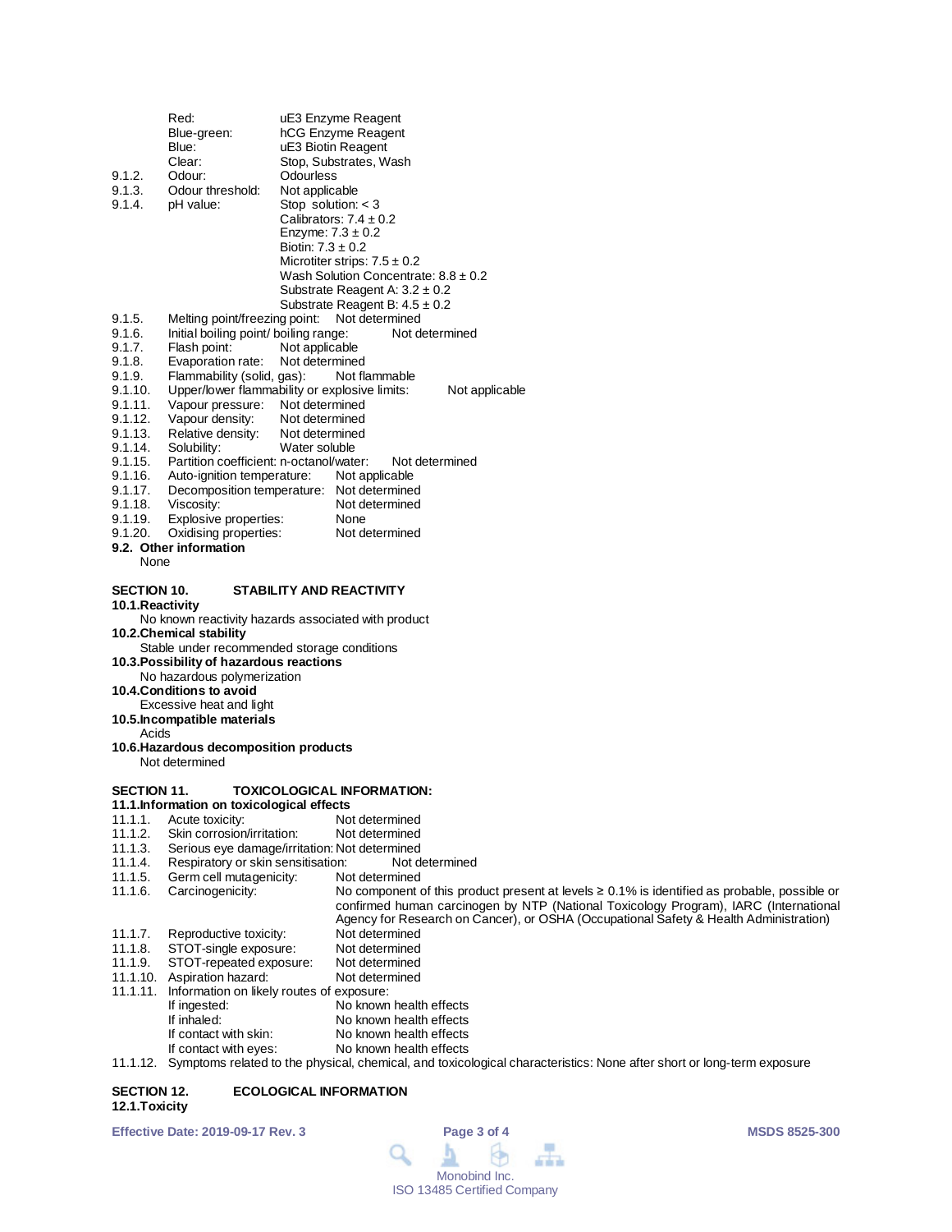Red: uE3 Enzyme Reagent
Blue-green: hCG Enzyme Reagent
Blue: uE3 Biotin Reagent
Clear: Stop, Substrates, Wash

9.1.2. Odour: Odourless
9.1.3. Odour threshold: Not applicable
9.1.4. pH value: Stop solution: < 3
Calibrators: 7.4 ± 0.2
Enzyme: 7.3 ± 0.2
Biotin: 7.3 ± 0.2
Microtiter strips: 7.5 ± 0.2
Wash Solution Concentrate: 8.8 ± 0.2
Substrate Reagent A: 3.2 ± 0.2
Substrate Reagent B: 4.5 ± 0.2
9.1.5. Melting point/freezing point: Not determined
9.1.6. Initial boiling point/ boiling range: Not determined
9.1.7. Flash point: Not applicable
9.1.8. Evaporation rate: Not determined
9.1.9. Flammability (solid, gas): Not flammable
9.1.10. Upper/lower flammability or explosive limits: Not applicable
9.1.11. Vapour pressure: Not determined
9.1.12. Vapour density: Not determined
9.1.13. Relative density: Not determined
9.1.14. Solubility: Water soluble
9.1.15. Partition coefficient: n-octanol/water: Not determined
9.1.16. Auto-ignition temperature: Not applicable
9.1.17. Decomposition temperature: Not determined
9.1.18. Viscosity: Not determined
9.1.19. Explosive properties: None
9.1.20. Oxidising properties: Not determined

**9.2. Other information**

None

## SECTION 10. STABILITY AND REACTIVITY

**10.1. Reactivity**

No known reactivity hazards associated with product

**10.2. Chemical stability**

Stable under recommended storage conditions

**10.3. Possibility of hazardous reactions**

No hazardous polymerization

**10.4. Conditions to avoid**

Excessive heat and light

**10.5. Incompatible materials**

Acids

**10.6. Hazardous decomposition products**

Not determined

## SECTION 11. TOXICOLOGICAL INFORMATION:

**11.1. Information on toxicological effects**

11.1.1. Acute toxicity: Not determined
11.1.2. Skin corrosion/irritation: Not determined
11.1.3. Serious eye damage/irritation: Not determined
11.1.4. Respiratory or skin sensitisation: Not determined
11.1.5. Germ cell mutagenicity: Not determined
11.1.6. Carcinogenicity: No component of this product present at levels ≥ 0.1% is identified as probable, possible or confirmed human carcinogen by NTP (National Toxicology Program), IARC (International Agency for Research on Cancer), or OSHA (Occupational Safety & Health Administration)
11.1.7. Reproductive toxicity: Not determined
11.1.8. STOT-single exposure: Not determined
11.1.9. STOT-repeated exposure: Not determined
11.1.10. Aspiration hazard: Not determined
11.1.11. Information on likely routes of exposure:
If ingested: No known health effects
If inhaled: No known health effects
If contact with skin: No known health effects
If contact with eyes: No known health effects
11.1.12. Symptoms related to the physical, chemical, and toxicological characteristics: None after short or long-term exposure

## SECTION 12. ECOLOGICAL INFORMATION

**12.1. Toxicity**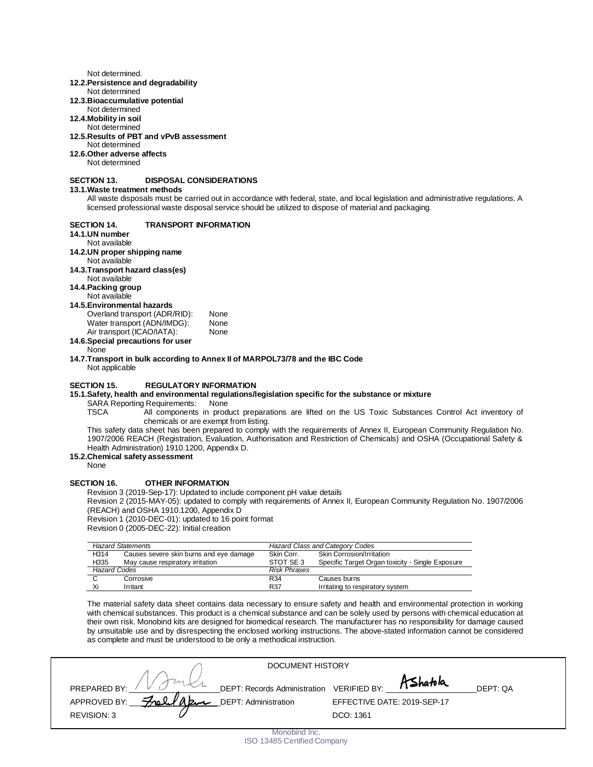Not determined.

**12.2.Persistence and degradability**

Not determined

**12.3.Bioaccumulative potential**

Not determined

**12.4.Mobility in soil**

Not determined

**12.5.Results of PBT and vPvB assessment**

Not determined

**12.6.Other adverse affects**

Not determined

## SECTION 13. DISPOSAL CONSIDERATIONS

**13.1.Waste treatment methods**

All waste disposals must be carried out in accordance with federal, state, and local legislation and administrative regulations. A licensed professional waste disposal service should be utilized to dispose of material and packaging.

## SECTION 14. TRANSPORT INFORMATION

**14.1.UN number**

Not available

**14.2.UN proper shipping name**

Not available

**14.3.Transport hazard class(es)**

Not available

**14.4.Packing group**

Not available

**14.5.Environmental hazards**

Overland transport (ADR/RID): None
Water transport (ADN/IMDG): None
Air transport (ICAO/IATA): None

**14.6.Special precautions for user**

None

**14.7.Transport in bulk according to Annex II of MARPOL73/78 and the IBC Code**

Not applicable

## SECTION 15. REGULATORY INFORMATION

**15.1.Safety, health and environmental regulations/legislation specific for the substance or mixture**

SARA Reporting Requirements: None

TSCA All components in product preparations are lifted on the US Toxic Substances Control Act inventory of chemicals or are exempt from listing.

This safety data sheet has been prepared to comply with the requirements of Annex II, European Community Regulation No. 1907/2006 REACH (Registration, Evaluation, Authorisation and Restriction of Chemicals) and OSHA (Occupational Safety & Health Administration) 1910.1200, Appendix D.

**15.2.Chemical safety assessment**

None

## SECTION 16. OTHER INFORMATION

Revision 3 (2019-Sep-17): Updated to include component pH value details
Revision 2 (2015-MAY-05): updated to comply with requirements of Annex II, European Community Regulation No. 1907/2006 (REACH) and OSHA 1910.1200, Appendix D
Revision 1 (2010-DEC-01): updated to 16 point format
Revision 0 (2005-DEC-22): Initial creation

| *Hazard Statements* | | *Hazard Class and Category Codes* | |
|---|---|---|---|
| H314 | Causes severe skin burns and eye damage | Skin Corr. | Skin Corrosion/Irritation |
| H335 | May cause respiratory irritation | STOT SE 3 | Specific Target Organ toxicity - Single Exposure |
| *Hazard Codes* | | *Risk Phrases* | |
| C | Corrosive | R34 | Causes burns |
| Xi | Irritant | R37 | Irritating to respiratory system |

The material safety data sheet contains data necessary to ensure safety and health and environmental protection in working with chemical substances. This product is a chemical substance and can be solely used by persons with chemical education at their own risk. Monobind kits are designed for biomedical research. The manufacturer has no responsibility for damage caused by unsuitable use and by disrespecting the enclosed working instructions. The above-stated information cannot be considered as complete and must be understood to be only a methodical instruction.

| DOCUMENT HISTORY | | | |
|---|---|---|---|
| PREPARED BY: | DEPT: Records Administration | VERIFIED BY: AShatola | DEPT: QA |
| APPROVED BY: | DEPT: Administration | EFFECTIVE DATE: 2019-SEP-17 | |
| REVISION: 3 | | DCO: 1361 | |

Monobind Inc.
ISO 13485 Certified Company